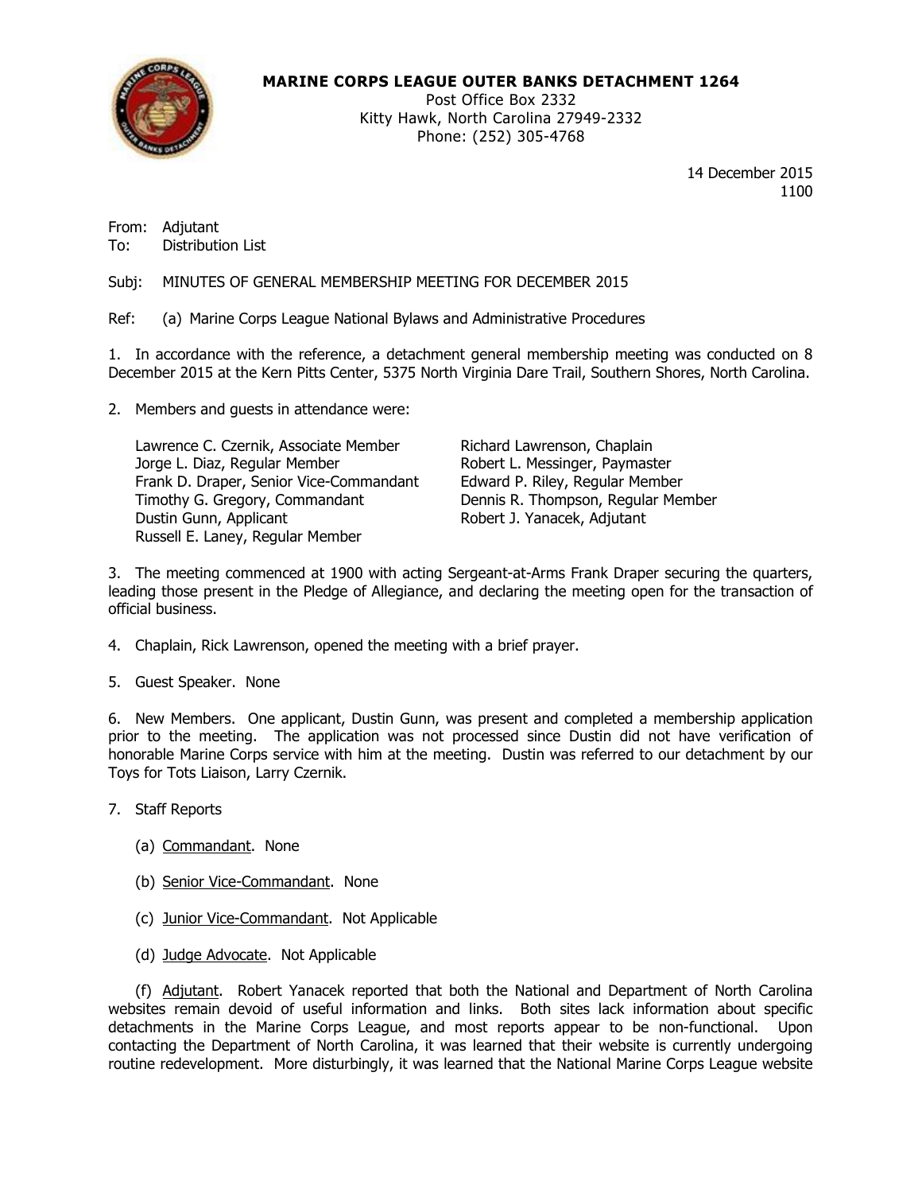**MARINE CORPS LEAGUE OUTER BANKS DETACHMENT 1264**
Post Office Box 2332
Kitty Hawk, North Carolina 27949-2332
Phone: (252) 305-4768

14 December 2015
1100

From: Adjutant
To: Distribution List

Subj: MINUTES OF GENERAL MEMBERSHIP MEETING FOR DECEMBER 2015

Ref: (a) Marine Corps League National Bylaws and Administrative Procedures

1. In accordance with the reference, a detachment general membership meeting was conducted on 8 December 2015 at the Kern Pitts Center, 5375 North Virginia Dare Trail, Southern Shores, North Carolina.

2. Members and guests in attendance were:

Lawrence C. Czernik, Associate Member
Jorge L. Diaz, Regular Member
Frank D. Draper, Senior Vice-Commandant
Timothy G. Gregory, Commandant
Dustin Gunn, Applicant
Russell E. Laney, Regular Member
Richard Lawrenson, Chaplain
Robert L. Messinger, Paymaster
Edward P. Riley, Regular Member
Dennis R. Thompson, Regular Member
Robert J. Yanacek, Adjutant

3. The meeting commenced at 1900 with acting Sergeant-at-Arms Frank Draper securing the quarters, leading those present in the Pledge of Allegiance, and declaring the meeting open for the transaction of official business.

4. Chaplain, Rick Lawrenson, opened the meeting with a brief prayer.

5. Guest Speaker. None

6. New Members. One applicant, Dustin Gunn, was present and completed a membership application prior to the meeting. The application was not processed since Dustin did not have verification of honorable Marine Corps service with him at the meeting. Dustin was referred to our detachment by our Toys for Tots Liaison, Larry Czernik.

7. Staff Reports

(a) Commandant. None

(b) Senior Vice-Commandant. None

(c) Junior Vice-Commandant. Not Applicable

(d) Judge Advocate. Not Applicable

(f) Adjutant. Robert Yanacek reported that both the National and Department of North Carolina websites remain devoid of useful information and links. Both sites lack information about specific detachments in the Marine Corps League, and most reports appear to be non-functional. Upon contacting the Department of North Carolina, it was learned that their website is currently undergoing routine redevelopment. More disturbingly, it was learned that the National Marine Corps League website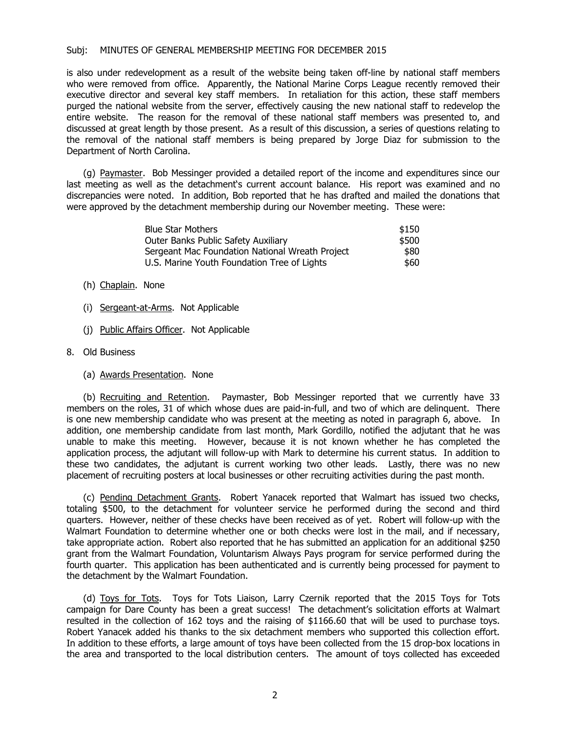is also under redevelopment as a result of the website being taken off-line by national staff members who were removed from office. Apparently, the National Marine Corps League recently removed their executive director and several key staff members. In retaliation for this action, these staff members purged the national website from the server, effectively causing the new national staff to redevelop the entire website. The reason for the removal of these national staff members was presented to, and discussed at great length by those present. As a result of this discussion, a series of questions relating to the removal of the national staff members is being prepared by Jorge Diaz for submission to the Department of North Carolina.

(g) Paymaster. Bob Messinger provided a detailed report of the income and expenditures since our last meeting as well as the detachment's current account balance. His report was examined and no discrepancies were noted. In addition, Bob reported that he has drafted and mailed the donations that were approved by the detachment membership during our November meeting. These were:

| | |
|---|---|
| Blue Star Mothers | \$150 |
| Outer Banks Public Safety Auxiliary | \$500 |
| Sergeant Mac Foundation National Wreath Project | \$80 |
| U.S. Marine Youth Foundation Tree of Lights | \$60 |

(h) Chaplain. None

(i) Sergeant-at-Arms. Not Applicable

(j) Public Affairs Officer. Not Applicable

8. Old Business

(a) Awards Presentation. None

(b) Recruiting and Retention. Paymaster, Bob Messinger reported that we currently have 33 members on the roles, 31 of which whose dues are paid-in-full, and two of which are delinquent. There is one new membership candidate who was present at the meeting as noted in paragraph 6, above. In addition, one membership candidate from last month, Mark Gordillo, notified the adjutant that he was unable to make this meeting. However, because it is not known whether he has completed the application process, the adjutant will follow-up with Mark to determine his current status. In addition to these two candidates, the adjutant is current working two other leads. Lastly, there was no new placement of recruiting posters at local businesses or other recruiting activities during the past month.

(c) Pending Detachment Grants. Robert Yanacek reported that Walmart has issued two checks, totaling \$500, to the detachment for volunteer service he performed during the second and third quarters. However, neither of these checks have been received as of yet. Robert will follow-up with the Walmart Foundation to determine whether one or both checks were lost in the mail, and if necessary, take appropriate action. Robert also reported that he has submitted an application for an additional \$250 grant from the Walmart Foundation, Voluntarism Always Pays program for service performed during the fourth quarter. This application has been authenticated and is currently being processed for payment to the detachment by the Walmart Foundation.

(d) Toys for Tots. Toys for Tots Liaison, Larry Czernik reported that the 2015 Toys for Tots campaign for Dare County has been a great success! The detachment's solicitation efforts at Walmart resulted in the collection of 162 toys and the raising of \$1166.60 that will be used to purchase toys. Robert Yanacek added his thanks to the six detachment members who supported this collection effort. In addition to these efforts, a large amount of toys have been collected from the 15 drop-box locations in the area and transported to the local distribution centers. The amount of toys collected has exceeded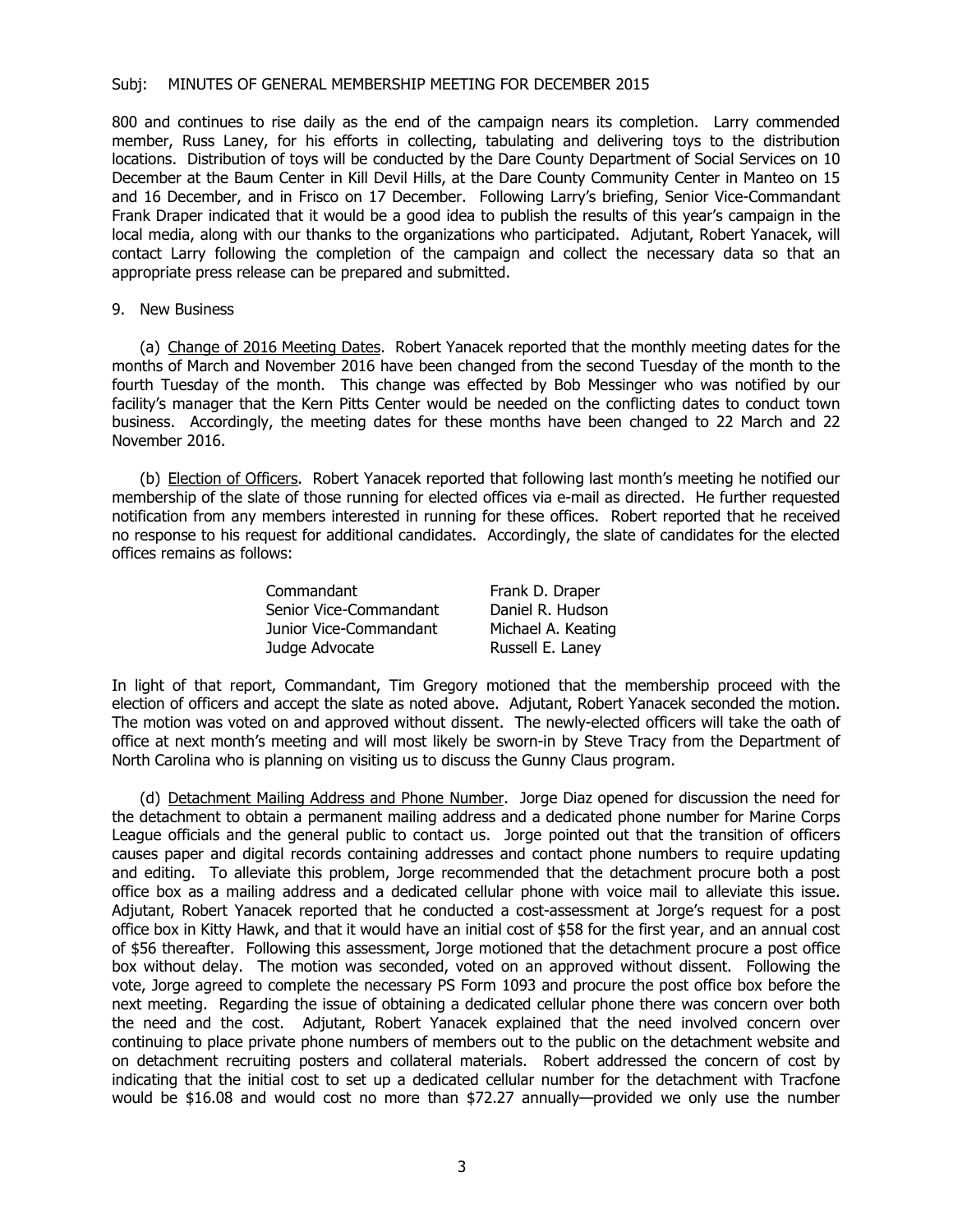800 and continues to rise daily as the end of the campaign nears its completion. Larry commended member, Russ Laney, for his efforts in collecting, tabulating and delivering toys to the distribution locations. Distribution of toys will be conducted by the Dare County Department of Social Services on 10 December at the Baum Center in Kill Devil Hills, at the Dare County Community Center in Manteo on 15 and 16 December, and in Frisco on 17 December. Following Larry's briefing, Senior Vice-Commandant Frank Draper indicated that it would be a good idea to publish the results of this year's campaign in the local media, along with our thanks to the organizations who participated. Adjutant, Robert Yanacek, will contact Larry following the completion of the campaign and collect the necessary data so that an appropriate press release can be prepared and submitted.

9. New Business

(a) <u>Change of 2016 Meeting Dates</u>. Robert Yanacek reported that the monthly meeting dates for the months of March and November 2016 have been changed from the second Tuesday of the month to the fourth Tuesday of the month. This change was effected by Bob Messinger who was notified by our facility's manager that the Kern Pitts Center would be needed on the conflicting dates to conduct town business. Accordingly, the meeting dates for these months have been changed to 22 March and 22 November 2016.

(b) <u>Election of Officers</u>. Robert Yanacek reported that following last month's meeting he notified our membership of the slate of those running for elected offices via e-mail as directed. He further requested notification from any members interested in running for these offices. Robert reported that he received no response to his request for additional candidates. Accordingly, the slate of candidates for the elected offices remains as follows:

| | |
|---|---|
| Commandant | Frank D. Draper |
| Senior Vice-Commandant | Daniel R. Hudson |
| Junior Vice-Commandant | Michael A. Keating |
| Judge Advocate | Russell E. Laney |

In light of that report, Commandant, Tim Gregory motioned that the membership proceed with the election of officers and accept the slate as noted above. Adjutant, Robert Yanacek seconded the motion. The motion was voted on and approved without dissent. The newly-elected officers will take the oath of office at next month's meeting and will most likely be sworn-in by Steve Tracy from the Department of North Carolina who is planning on visiting us to discuss the Gunny Claus program.

(d) <u>Detachment Mailing Address and Phone Number</u>. Jorge Diaz opened for discussion the need for the detachment to obtain a permanent mailing address and a dedicated phone number for Marine Corps League officials and the general public to contact us. Jorge pointed out that the transition of officers causes paper and digital records containing addresses and contact phone numbers to require updating and editing. To alleviate this problem, Jorge recommended that the detachment procure both a post office box as a mailing address and a dedicated cellular phone with voice mail to alleviate this issue. Adjutant, Robert Yanacek reported that he conducted a cost-assessment at Jorge's request for a post office box in Kitty Hawk, and that it would have an initial cost of $58 for the first year, and an annual cost of $56 thereafter. Following this assessment, Jorge motioned that the detachment procure a post office box without delay. The motion was seconded, voted on an approved without dissent. Following the vote, Jorge agreed to complete the necessary PS Form 1093 and procure the post office box before the next meeting. Regarding the issue of obtaining a dedicated cellular phone there was concern over both the need and the cost. Adjutant, Robert Yanacek explained that the need involved concern over continuing to place private phone numbers of members out to the public on the detachment website and on detachment recruiting posters and collateral materials. Robert addressed the concern of cost by indicating that the initial cost to set up a dedicated cellular number for the detachment with Tracfone would be $16.08 and would cost no more than $72.27 annually—provided we only use the number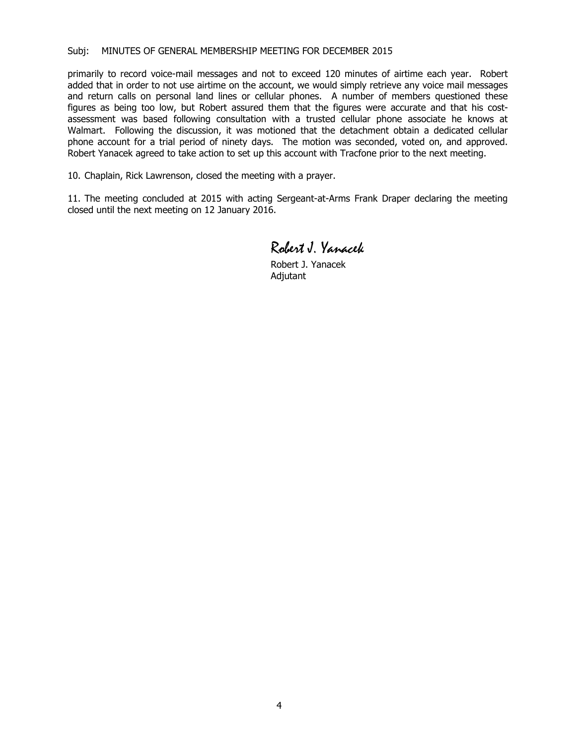primarily to record voice-mail messages and not to exceed 120 minutes of airtime each year. Robert added that in order to not use airtime on the account, we would simply retrieve any voice mail messages and return calls on personal land lines or cellular phones. A number of members questioned these figures as being too low, but Robert assured them that the figures were accurate and that his cost-assessment was based following consultation with a trusted cellular phone associate he knows at Walmart. Following the discussion, it was motioned that the detachment obtain a dedicated cellular phone account for a trial period of ninety days. The motion was seconded, voted on, and approved. Robert Yanacek agreed to take action to set up this account with Tracfone prior to the next meeting.

10. Chaplain, Rick Lawrenson, closed the meeting with a prayer.

11. The meeting concluded at 2015 with acting Sergeant-at-Arms Frank Draper declaring the meeting closed until the next meeting on 12 January 2016.

*Robert J. Yanacek*

Robert J. Yanacek
Adjutant